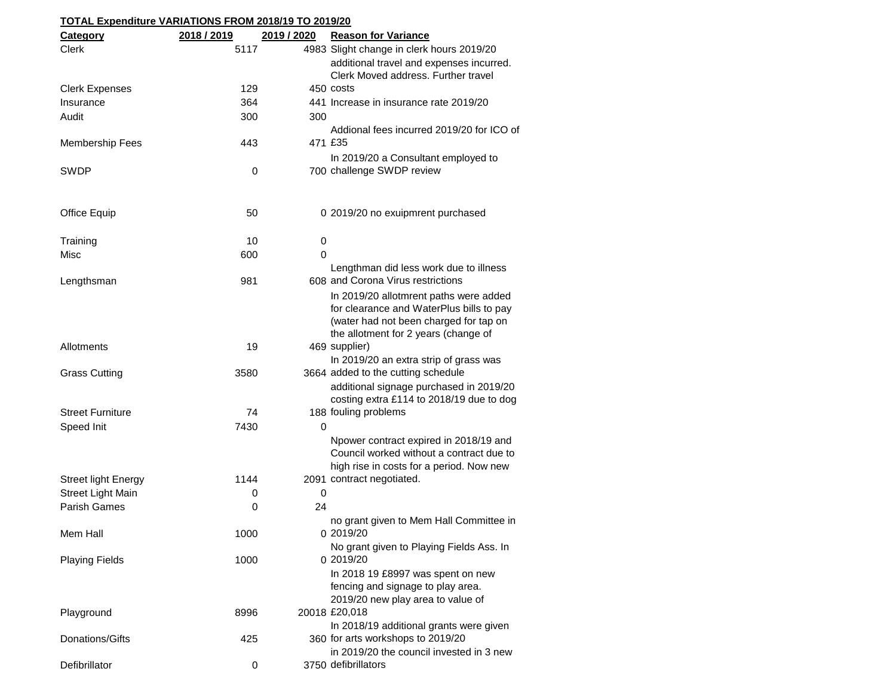**TOTAL Expenditure VARIATIONS FROM 2018/19 TO 2019/20**

| Category | 2018 / 2019 | 2019 / 2020 | Reason for Variance |
|---|---|---|---|
| Clerk | 5117 | 4983 | Slight change in clerk hours 2019/20 |
| Clerk Expenses | 129 | 450 | additional travel and expenses incurred. Clerk Moved address. Further travel costs |
| Insurance | 364 | 441 | Increase in insurance rate 2019/20 |
| Audit | 300 | 300 | |
| Membership Fees | 443 | 471 | Addional fees incurred 2019/20 for ICO of £35 |
| SWDP | 0 | 700 | In 2019/20 a Consultant employed to challenge SWDP review |
| Office Equip | 50 | 0 | 2019/20 no exuipmrent purchased |
| Training | 10 | 0 | |
| Misc | 600 | 0 | |
| Lengthsman | 981 | 608 | Lengthman did less work due to illness and Corona Virus restrictions |
| Allotments | 19 | 469 | In 2019/20 allotmrent paths were added for clearance and WaterPlus bills to pay (water had not been charged for tap on the allotment for 2 years (change of supplier) |
| Grass Cutting | 3580 | 3664 | In 2019/20 an extra strip of grass was added to the cutting schedule |
| Street Furniture | 74 | 188 | additional signage purchased in 2019/20 costing extra £114 to 2018/19 due to dog fouling problems |
| Speed Init | 7430 | 0 | |
| Street light Energy | 1144 | 2091 | Npower contract expired in 2018/19 and Council worked without a contract due to high rise in costs for a period. Now new contract negotiated. |
| Street Light Main | 0 | 0 | |
| Parish Games | 0 | 24 | |
| Mem Hall | 1000 | 0 | no grant given to Mem Hall Committee in 2019/20 |
| Playing Fields | 1000 | 0 | No grant given to Playing Fields Ass. In 2019/20 |
| Playground | 8996 | 20018 | In 2018 19 £8997 was spent on new fencing and signage to play area. 2019/20 new play area to value of £20,018 |
| Donations/Gifts | 425 | 360 | In 2018/19 additional grants were given for arts workshops to 2019/20 |
| Defibrillator | 0 | 3750 | in 2019/20 the council invested in 3 new defibrillators |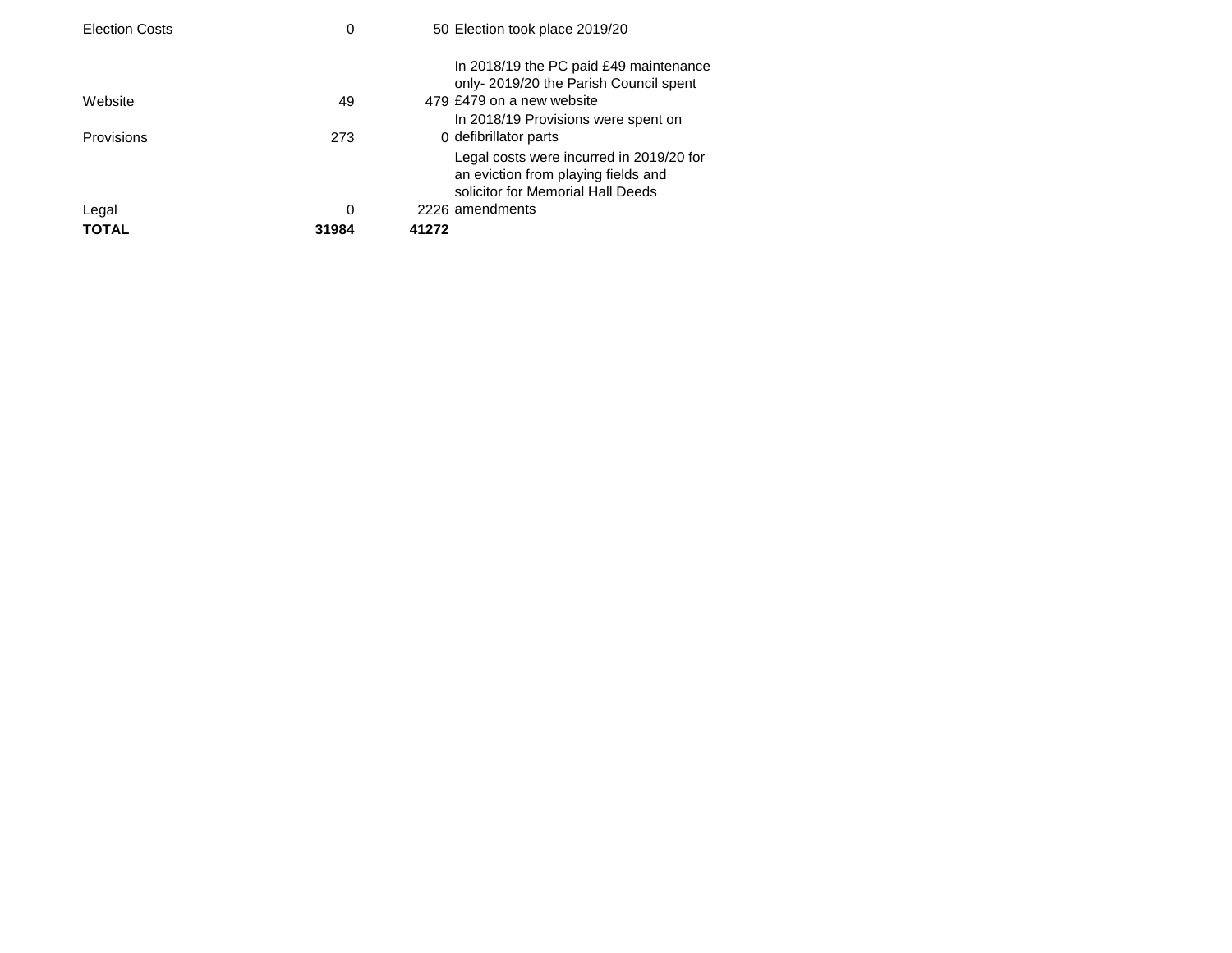| | | | |
|---|---|---|---|
| Election Costs | 0 | 50 | Election took place 2019/20 |
| Website | 49 | 479 | In 2018/19 the PC paid £49 maintenance only- 2019/20 the Parish Council spent £479 on a new website |
| Provisions | 273 | 0 | In 2018/19 Provisions were spent on defibrillator parts |
| Legal | 0 | 2226 | Legal costs were incurred in 2019/20 for an eviction from playing fields and solicitor for Memorial Hall Deeds amendments |
| **TOTAL** | **31984** | **41272** | |